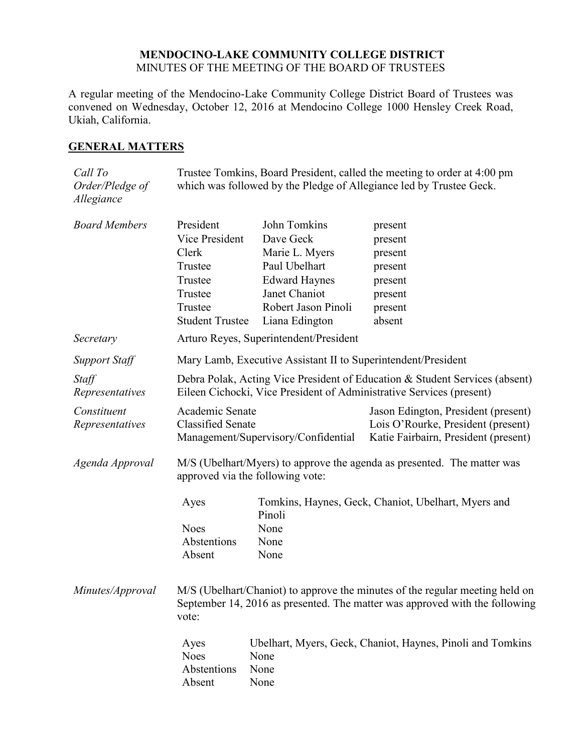**MENDOCINO-LAKE COMMUNITY COLLEGE DISTRICT**
MINUTES OF THE MEETING OF THE BOARD OF TRUSTEES

A regular meeting of the Mendocino-Lake Community College District Board of Trustees was convened on Wednesday, October 12, 2016 at Mendocino College 1000 Hensley Creek Road, Ukiah, California.

## GENERAL MATTERS

*Call To Order/Pledge of Allegiance*

Trustee Tomkins, Board President, called the meeting to order at 4:00 pm which was followed by the Pledge of Allegiance led by Trustee Geck.

*Board Members*

| | | |
|---|---|---|
| President | John Tomkins | present |
| Vice President | Dave Geck | present |
| Clerk | Marie L. Myers | present |
| Trustee | Paul Ubelhart | present |
| Trustee | Edward Haynes | present |
| Trustee | Janet Chaniot | present |
| Trustee | Robert Jason Pinoli | present |
| Student Trustee | Liana Edington | absent |

*Secretary*

Arturo Reyes, Superintendent/President

*Support Staff*

Mary Lamb, Executive Assistant II to Superintendent/President

*Staff Representatives*

Debra Polak, Acting Vice President of Education & Student Services (absent)
Eileen Cichocki, Vice President of Administrative Services (present)

*Constituent Representatives*

| | |
|---|---|
| Academic Senate | Jason Edington, President (present) |
| Classified Senate | Lois O'Rourke, President (present) |
| Management/Supervisory/Confidential | Katie Fairbairn, President (present) |

*Agenda Approval*

M/S (Ubelhart/Myers) to approve the agenda as presented. The matter was approved via the following vote:

| | |
|---|---|
| Ayes | Tomkins, Haynes, Geck, Chaniot, Ubelhart, Myers and Pinoli |
| Noes | None |
| Abstentions | None |
| Absent | None |

*Minutes/Approval*

M/S (Ubelhart/Chaniot) to approve the minutes of the regular meeting held on September 14, 2016 as presented. The matter was approved with the following vote:

| | |
|---|---|
| Ayes | Ubelhart, Myers, Geck, Chaniot, Haynes, Pinoli and Tomkins |
| Noes | None |
| Abstentions | None |
| Absent | None |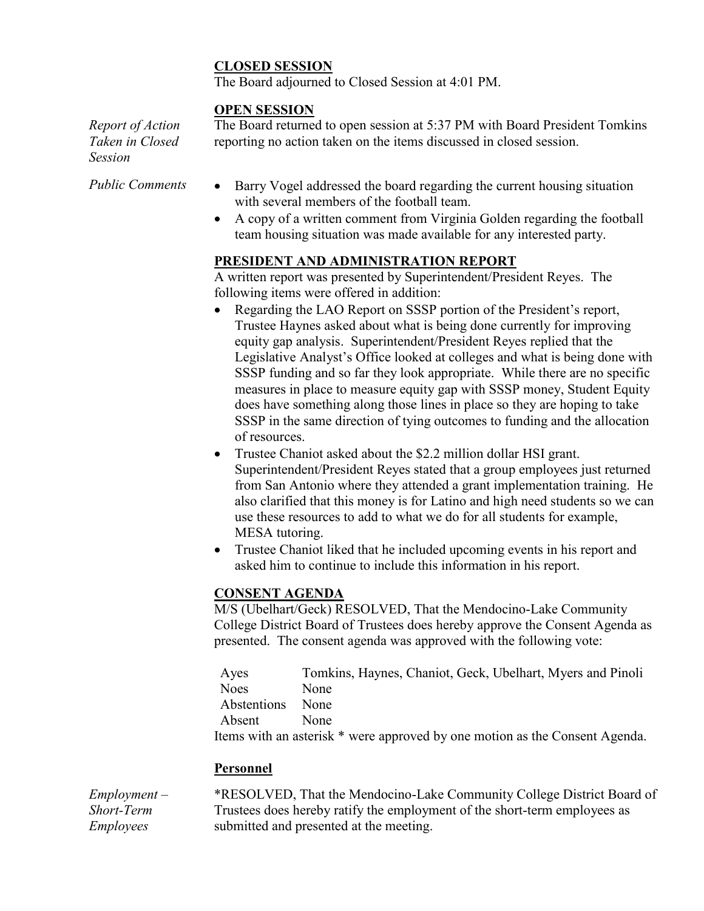**CLOSED SESSION**

The Board adjourned to Closed Session at 4:01 PM.

**OPEN SESSION**

*Report of Action Taken in Closed Session*

The Board returned to open session at 5:37 PM with Board President Tomkins reporting no action taken on the items discussed in closed session.

*Public Comments*

- Barry Vogel addressed the board regarding the current housing situation with several members of the football team.
- A copy of a written comment from Virginia Golden regarding the football team housing situation was made available for any interested party.

**PRESIDENT AND ADMINISTRATION REPORT**

A written report was presented by Superintendent/President Reyes. The following items were offered in addition:

- Regarding the LAO Report on SSSP portion of the President's report, Trustee Haynes asked about what is being done currently for improving equity gap analysis. Superintendent/President Reyes replied that the Legislative Analyst's Office looked at colleges and what is being done with SSSP funding and so far they look appropriate. While there are no specific measures in place to measure equity gap with SSSP money, Student Equity does have something along those lines in place so they are hoping to take SSSP in the same direction of tying outcomes to funding and the allocation of resources.
- Trustee Chaniot asked about the $2.2 million dollar HSI grant. Superintendent/President Reyes stated that a group employees just returned from San Antonio where they attended a grant implementation training. He also clarified that this money is for Latino and high need students so we can use these resources to add to what we do for all students for example, MESA tutoring.
- Trustee Chaniot liked that he included upcoming events in his report and asked him to continue to include this information in his report.

**CONSENT AGENDA**

M/S (Ubelhart/Geck) RESOLVED, That the Mendocino-Lake Community College District Board of Trustees does hereby approve the Consent Agenda as presented. The consent agenda was approved with the following vote:

| | |
|---|---|
| Ayes | Tomkins, Haynes, Chaniot, Geck, Ubelhart, Myers and Pinoli |
| Noes | None |
| Abstentions | None |
| Absent | None |

Items with an asterisk * were approved by one motion as the Consent Agenda.

**Personnel**

*Employment – Short-Term Employees*

*RESOLVED, That the Mendocino-Lake Community College District Board of Trustees does hereby ratify the employment of the short-term employees as submitted and presented at the meeting.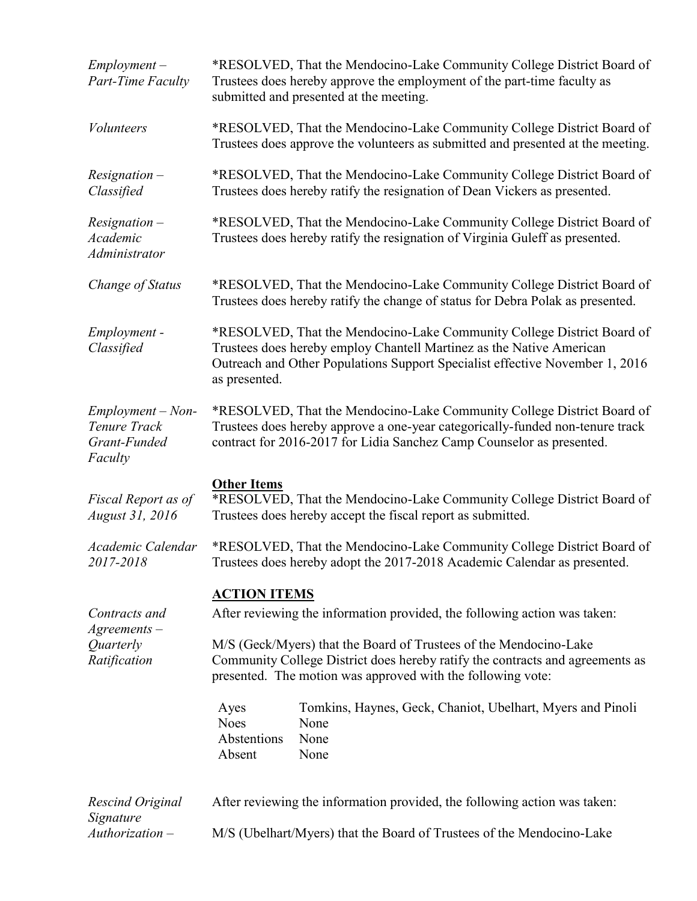*Employment – Part-Time Faculty*

*RESOLVED, That the Mendocino-Lake Community College District Board of Trustees does hereby approve the employment of the part-time faculty as submitted and presented at the meeting.

*Volunteers*

*RESOLVED, That the Mendocino-Lake Community College District Board of Trustees does approve the volunteers as submitted and presented at the meeting.

*Resignation – Classified*

*RESOLVED, That the Mendocino-Lake Community College District Board of Trustees does hereby ratify the resignation of Dean Vickers as presented.

*Resignation – Academic Administrator*

*RESOLVED, That the Mendocino-Lake Community College District Board of Trustees does hereby ratify the resignation of Virginia Guleff as presented.

*Change of Status*

*RESOLVED, That the Mendocino-Lake Community College District Board of Trustees does hereby ratify the change of status for Debra Polak as presented.

*Employment - Classified*

*RESOLVED, That the Mendocino-Lake Community College District Board of Trustees does hereby employ Chantell Martinez as the Native American Outreach and Other Populations Support Specialist effective November 1, 2016 as presented.

*Employment – Non-Tenure Track Grant-Funded Faculty*

*RESOLVED, That the Mendocino-Lake Community College District Board of Trustees does hereby approve a one-year categorically-funded non-tenure track contract for 2016-2017 for Lidia Sanchez Camp Counselor as presented.

**Other Items**

*Fiscal Report as of August 31, 2016*

*RESOLVED, That the Mendocino-Lake Community College District Board of Trustees does hereby accept the fiscal report as submitted.

*Academic Calendar 2017-2018*

*RESOLVED, That the Mendocino-Lake Community College District Board of Trustees does hereby adopt the 2017-2018 Academic Calendar as presented.

**ACTION ITEMS**

*Contracts and Agreements – Quarterly Ratification*

After reviewing the information provided, the following action was taken:

M/S (Geck/Myers) that the Board of Trustees of the Mendocino-Lake Community College District does hereby ratify the contracts and agreements as presented. The motion was approved with the following vote:

| | |
|---|---|
| Ayes | Tomkins, Haynes, Geck, Chaniot, Ubelhart, Myers and Pinoli |
| Noes | None |
| Abstentions | None |
| Absent | None |

*Rescind Original Signature Authorization –*

After reviewing the information provided, the following action was taken:

M/S (Ubelhart/Myers) that the Board of Trustees of the Mendocino-Lake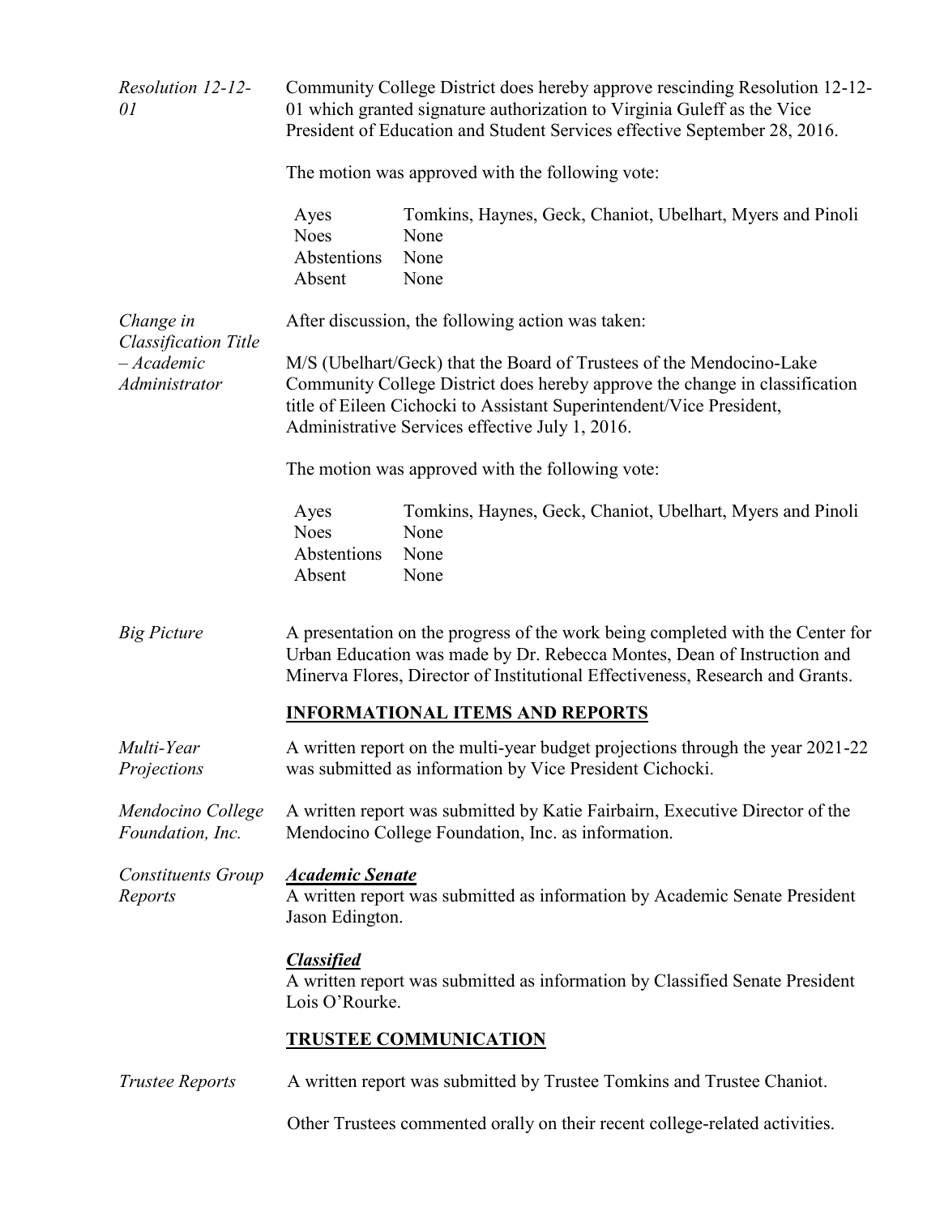*Resolution 12-12-01*

Community College District does hereby approve rescinding Resolution 12-12-01 which granted signature authorization to Virginia Guleff as the Vice President of Education and Student Services effective September 28, 2016.

The motion was approved with the following vote:

| | |
|---|---|
| Ayes | Tomkins, Haynes, Geck, Chaniot, Ubelhart, Myers and Pinoli |
| Noes | None |
| Abstentions | None |
| Absent | None |

*Change in Classification Title – Academic Administrator*

After discussion, the following action was taken:

M/S (Ubelhart/Geck) that the Board of Trustees of the Mendocino-Lake Community College District does hereby approve the change in classification title of Eileen Cichocki to Assistant Superintendent/Vice President, Administrative Services effective July 1, 2016.

The motion was approved with the following vote:

| | |
|---|---|
| Ayes | Tomkins, Haynes, Geck, Chaniot, Ubelhart, Myers and Pinoli |
| Noes | None |
| Abstentions | None |
| Absent | None |

*Big Picture*

A presentation on the progress of the work being completed with the Center for Urban Education was made by Dr. Rebecca Montes, Dean of Instruction and Minerva Flores, Director of Institutional Effectiveness, Research and Grants.

## INFORMATIONAL ITEMS AND REPORTS

*Multi-Year Projections*

A written report on the multi-year budget projections through the year 2021-22 was submitted as information by Vice President Cichocki.

*Mendocino College Foundation, Inc.*

A written report was submitted by Katie Fairbairn, Executive Director of the Mendocino College Foundation, Inc. as information.

*Constituents Group Reports*

***Academic Senate***

A written report was submitted as information by Academic Senate President Jason Edington.

***Classified***

A written report was submitted as information by Classified Senate President Lois O'Rourke.

## TRUSTEE COMMUNICATION

*Trustee Reports*

A written report was submitted by Trustee Tomkins and Trustee Chaniot.

Other Trustees commented orally on their recent college-related activities.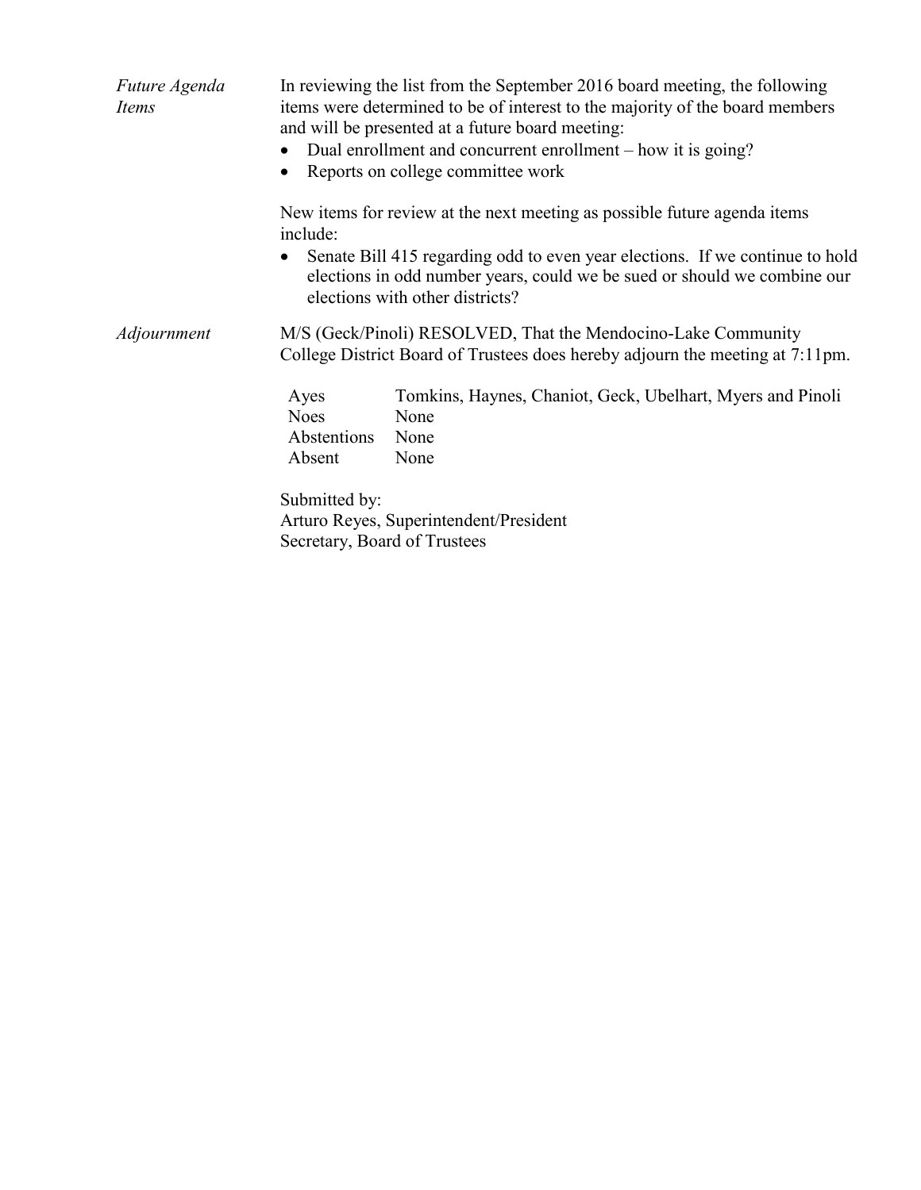*Future Agenda Items*

In reviewing the list from the September 2016 board meeting, the following items were determined to be of interest to the majority of the board members and will be presented at a future board meeting:

- Dual enrollment and concurrent enrollment – how it is going?
- Reports on college committee work

New items for review at the next meeting as possible future agenda items include:

- Senate Bill 415 regarding odd to even year elections. If we continue to hold elections in odd number years, could we be sued or should we combine our elections with other districts?

*Adjournment*

M/S (Geck/Pinoli) RESOLVED, That the Mendocino-Lake Community College District Board of Trustees does hereby adjourn the meeting at 7:11pm.

| | |
|---|---|
| Ayes | Tomkins, Haynes, Chaniot, Geck, Ubelhart, Myers and Pinoli |
| Noes | None |
| Abstentions | None |
| Absent | None |

Submitted by:
Arturo Reyes, Superintendent/President
Secretary, Board of Trustees